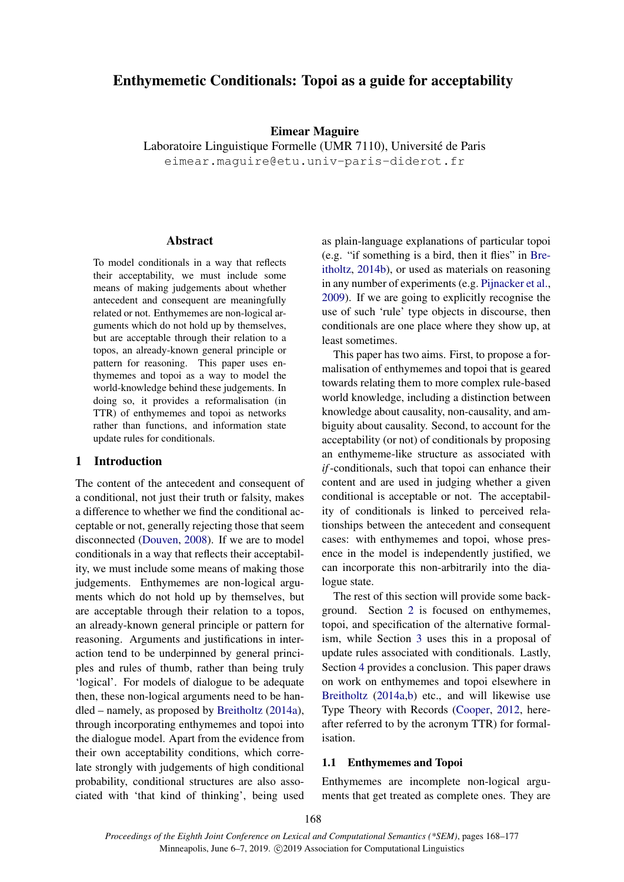# Enthymemetic Conditionals: Topoi as a guide for acceptability

**Eimear Maguire**
Laboratoire Linguistique Formelle (UMR 7110), Université de Paris
eimear.maguire@etu.univ-paris-diderot.fr

## Abstract

To model conditionals in a way that reflects their acceptability, we must include some means of making judgements about whether antecedent and consequent are meaningfully related or not. Enthymemes are non-logical arguments which do not hold up by themselves, but are acceptable through their relation to a topos, an already-known general principle or pattern for reasoning. This paper uses enthymemes and topoi as a way to model the world-knowledge behind these judgements. In doing so, it provides a reformalisation (in TTR) of enthymemes and topoi as networks rather than functions, and information state update rules for conditionals.

## 1 Introduction

The content of the antecedent and consequent of a conditional, not just their truth or falsity, makes a difference to whether we find the conditional acceptable or not, generally rejecting those that seem disconnected (Douven, 2008). If we are to model conditionals in a way that reflects their acceptability, we must include some means of making those judgements. Enthymemes are non-logical arguments which do not hold up by themselves, but are acceptable through their relation to a topos, an already-known general principle or pattern for reasoning. Arguments and justifications in interaction tend to be underpinned by general principles and rules of thumb, rather than being truly 'logical'. For models of dialogue to be adequate then, these non-logical arguments need to be handled – namely, as proposed by Breitholtz (2014a), through incorporating enthymemes and topoi into the dialogue model. Apart from the evidence from their own acceptability conditions, which correlate strongly with judgements of high conditional probability, conditional structures are also associated with 'that kind of thinking', being used as plain-language explanations of particular topoi (e.g. "if something is a bird, then it flies" in Breitholtz, 2014b), or used as materials on reasoning in any number of experiments (e.g. Pijnacker et al., 2009). If we are going to explicitly recognise the use of such 'rule' type objects in discourse, then conditionals are one place where they show up, at least sometimes.

This paper has two aims. First, to propose a formalisation of enthymemes and topoi that is geared towards relating them to more complex rule-based world knowledge, including a distinction between knowledge about causality, non-causality, and ambiguity about causality. Second, to account for the acceptability (or not) of conditionals by proposing an enthymeme-like structure as associated with *if*-conditionals, such that topoi can enhance their content and are used in judging whether a given conditional is acceptable or not. The acceptability of conditionals is linked to perceived relationships between the antecedent and consequent cases: with enthymemes and topoi, whose presence in the model is independently justified, we can incorporate this non-arbitrarily into the dialogue state.

The rest of this section will provide some background. Section 2 is focused on enthymemes, topoi, and specification of the alternative formalism, while Section 3 uses this in a proposal of update rules associated with conditionals. Lastly, Section 4 provides a conclusion. This paper draws on work on enthymemes and topoi elsewhere in Breitholtz (2014a,b) etc., and will likewise use Type Theory with Records (Cooper, 2012, hereafter referred to by the acronym TTR) for formalisation.

### 1.1 Enthymemes and Topoi

Enthymemes are incomplete non-logical arguments that get treated as complete ones. They are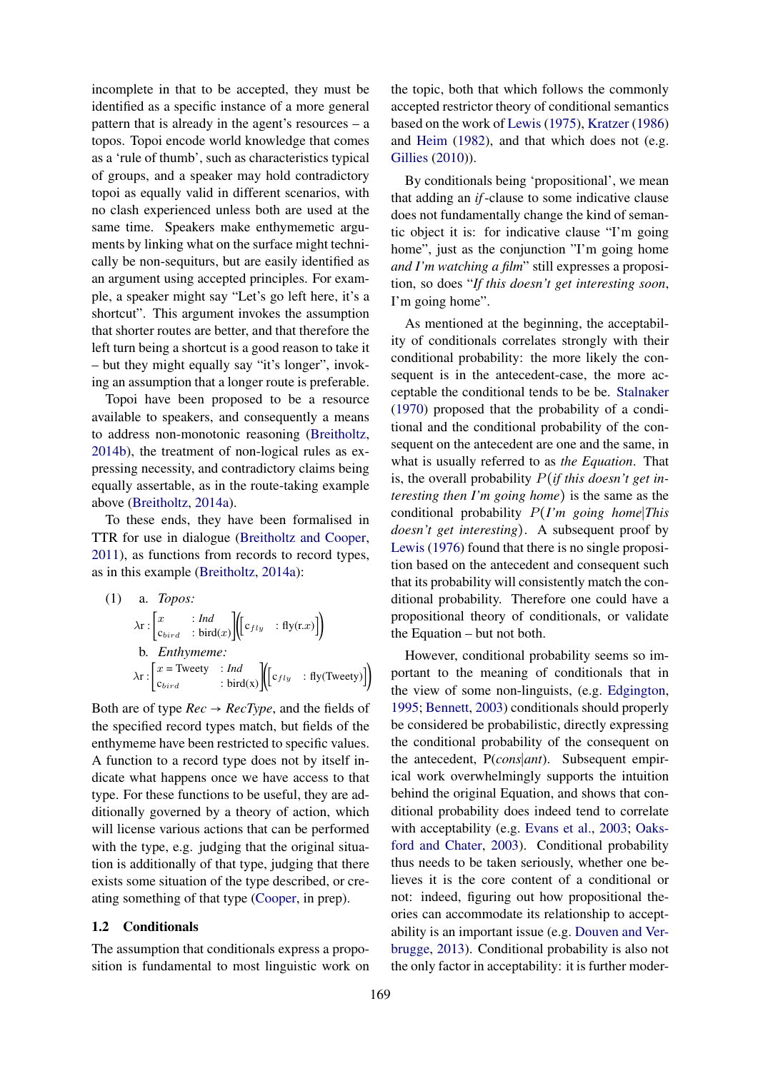incomplete in that to be accepted, they must be identified as a specific instance of a more general pattern that is already in the agent's resources – a topos. Topoi encode world knowledge that comes as a 'rule of thumb', such as characteristics typical of groups, and a speaker may hold contradictory topoi as equally valid in different scenarios, with no clash experienced unless both are used at the same time. Speakers make enthymemetic arguments by linking what on the surface might technically be non-sequiturs, but are easily identified as an argument using accepted principles. For example, a speaker might say "Let's go left here, it's a shortcut". This argument invokes the assumption that shorter routes are better, and that therefore the left turn being a shortcut is a good reason to take it – but they might equally say "it's longer", invoking an assumption that a longer route is preferable.

Topoi have been proposed to be a resource available to speakers, and consequently a means to address non-monotonic reasoning (Breitholtz, 2014b), the treatment of non-logical rules as expressing necessity, and contradictory claims being equally assertable, as in the route-taking example above (Breitholtz, 2014a).

To these ends, they have been formalised in TTR for use in dialogue (Breitholtz and Cooper, 2011), as functions from records to record types, as in this example (Breitholtz, 2014a):

(1) a. *Topos:*

$$\lambda r : \begin{bmatrix} x & : \textit{Ind} \\ c_{bird} & : \text{bird}(x) \end{bmatrix} \left( \begin{bmatrix} c_{fly} & : \text{fly}(r.x) \end{bmatrix} \right)$$

b. *Enthymeme:*

$$\lambda r : \begin{bmatrix} x = \text{Tweety} & : \textit{Ind} \\ c_{bird} & : \text{bird(x)} \end{bmatrix} \left( \begin{bmatrix} c_{fly} & : \text{fly(Tweety)} \end{bmatrix} \right)$$

Both are of type *Rec* → *RecType*, and the fields of the specified record types match, but fields of the enthymeme have been restricted to specific values. A function to a record type does not by itself indicate what happens once we have access to that type. For these functions to be useful, they are additionally governed by a theory of action, which will license various actions that can be performed with the type, e.g. judging that the original situation is additionally of that type, judging that there exists some situation of the type described, or creating something of that type (Cooper, in prep).

## 1.2 Conditionals

The assumption that conditionals express a proposition is fundamental to most linguistic work on the topic, both that which follows the commonly accepted restrictor theory of conditional semantics based on the work of Lewis (1975), Kratzer (1986) and Heim (1982), and that which does not (e.g. Gillies (2010)).

By conditionals being 'propositional', we mean that adding an *if*-clause to some indicative clause does not fundamentally change the kind of semantic object it is: for indicative clause "I'm going home", just as the conjunction "I'm going home *and I'm watching a film*" still expresses a proposition, so does "*If this doesn't get interesting soon*, I'm going home".

As mentioned at the beginning, the acceptability of conditionals correlates strongly with their conditional probability: the more likely the consequent is in the antecedent-case, the more acceptable the conditional tends to be be. Stalnaker (1970) proposed that the probability of a conditional and the conditional probability of the consequent on the antecedent are one and the same, in what is usually referred to as *the Equation*. That is, the overall probability $P(\textit{if this doesn't get interesting then I'm going home})$ is the same as the conditional probability $P(\textit{I'm going home}|\textit{This doesn't get interesting})$. A subsequent proof by Lewis (1976) found that there is no single proposition based on the antecedent and consequent such that its probability will consistently match the conditional probability. Therefore one could have a propositional theory of conditionals, or validate the Equation – but not both.

However, conditional probability seems so important to the meaning of conditionals that in the view of some non-linguists, (e.g. Edgington, 1995; Bennett, 2003) conditionals should properly be considered be probabilistic, directly expressing the conditional probability of the consequent on the antecedent, P(*cons*|*ant*). Subsequent empirical work overwhelmingly supports the intuition behind the original Equation, and shows that conditional probability does indeed tend to correlate with acceptability (e.g. Evans et al., 2003; Oaksford and Chater, 2003). Conditional probability thus needs to be taken seriously, whether one believes it is the core content of a conditional or not: indeed, figuring out how propositional theories can accommodate its relationship to acceptability is an important issue (e.g. Douven and Verbrugge, 2013). Conditional probability is also not the only factor in acceptability: it is further moder-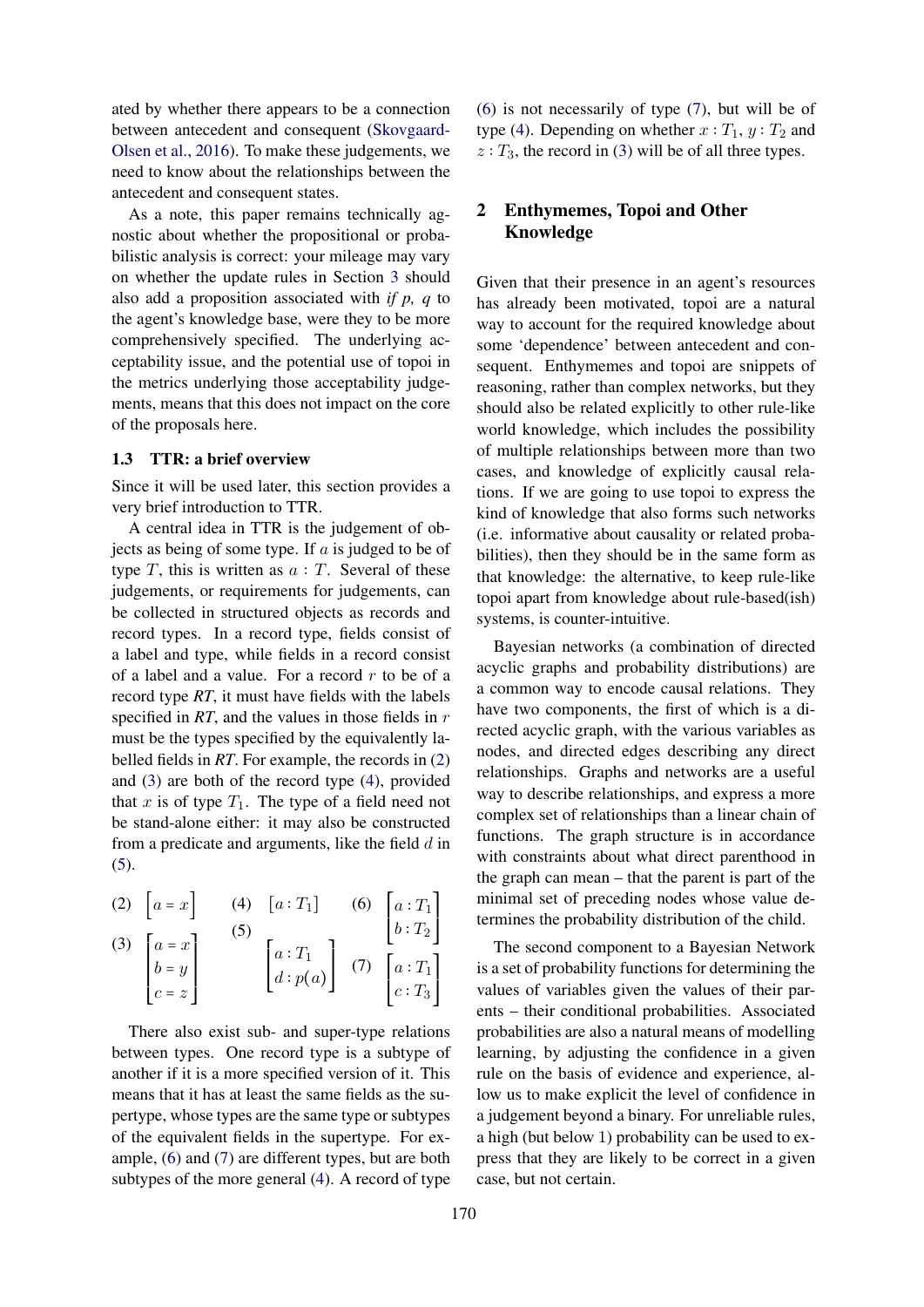ated by whether there appears to be a connection between antecedent and consequent (Skovgaard-Olsen et al., 2016). To make these judgements, we need to know about the relationships between the antecedent and consequent states.

As a note, this paper remains technically agnostic about whether the propositional or probabilistic analysis is correct: your mileage may vary on whether the update rules in Section 3 should also add a proposition associated with *if p, q* to the agent's knowledge base, were they to be more comprehensively specified. The underlying acceptability issue, and the potential use of topoi in the metrics underlying those acceptability judgements, means that this does not impact on the core of the proposals here.

### 1.3 TTR: a brief overview

Since it will be used later, this section provides a very brief introduction to TTR.

A central idea in TTR is the judgement of objects as being of some type. If $a$ is judged to be of type $T$, this is written as $a : T$. Several of these judgements, or requirements for judgements, can be collected in structured objects as records and record types. In a record type, fields consist of a label and type, while fields in a record consist of a label and a value. For a record $r$ to be of a record type *RT*, it must have fields with the labels specified in *RT*, and the values in those fields in $r$ must be the types specified by the equivalently labelled fields in *RT*. For example, the records in (2) and (3) are both of the record type (4), provided that $x$ is of type $T_1$. The type of a field need not be stand-alone either: it may also be constructed from a predicate and arguments, like the field $d$ in (5).

(2) $\begin{bmatrix} a = x \end{bmatrix}$

(3) $\begin{bmatrix} a = x \\ b = y \\ c = z \end{bmatrix}$

(4) $\begin{bmatrix} a : T_1 \end{bmatrix}$

(5) $\begin{bmatrix} a : T_1 \\ d : p(a) \end{bmatrix}$

(6) $\begin{bmatrix} a : T_1 \\ b : T_2 \end{bmatrix}$

(7) $\begin{bmatrix} a : T_1 \\ c : T_3 \end{bmatrix}$

There also exist sub- and super-type relations between types. One record type is a subtype of another if it is a more specified version of it. This means that it has at least the same fields as the supertype, whose types are the same type or subtypes of the equivalent fields in the supertype. For example, (6) and (7) are different types, but are both subtypes of the more general (4). A record of type (6) is not necessarily of type (7), but will be of type (4). Depending on whether $x : T_1$, $y : T_2$ and $z : T_3$, the record in (3) will be of all three types.

## 2 Enthymemes, Topoi and Other Knowledge

Given that their presence in an agent's resources has already been motivated, topoi are a natural way to account for the required knowledge about some 'dependence' between antecedent and consequent. Enthymemes and topoi are snippets of reasoning, rather than complex networks, but they should also be related explicitly to other rule-like world knowledge, which includes the possibility of multiple relationships between more than two cases, and knowledge of explicitly causal relations. If we are going to use topoi to express the kind of knowledge that also forms such networks (i.e. informative about causality or related probabilities), then they should be in the same form as that knowledge: the alternative, to keep rule-like topoi apart from knowledge about rule-based(ish) systems, is counter-intuitive.

Bayesian networks (a combination of directed acyclic graphs and probability distributions) are a common way to encode causal relations. They have two components, the first of which is a directed acyclic graph, with the various variables as nodes, and directed edges describing any direct relationships. Graphs and networks are a useful way to describe relationships, and express a more complex set of relationships than a linear chain of functions. The graph structure is in accordance with constraints about what direct parenthood in the graph can mean – that the parent is part of the minimal set of preceding nodes whose value determines the probability distribution of the child.

The second component to a Bayesian Network is a set of probability functions for determining the values of variables given the values of their parents – their conditional probabilities. Associated probabilities are also a natural means of modelling learning, by adjusting the confidence in a given rule on the basis of evidence and experience, allow us to make explicit the level of confidence in a judgement beyond a binary. For unreliable rules, a high (but below 1) probability can be used to express that they are likely to be correct in a given case, but not certain.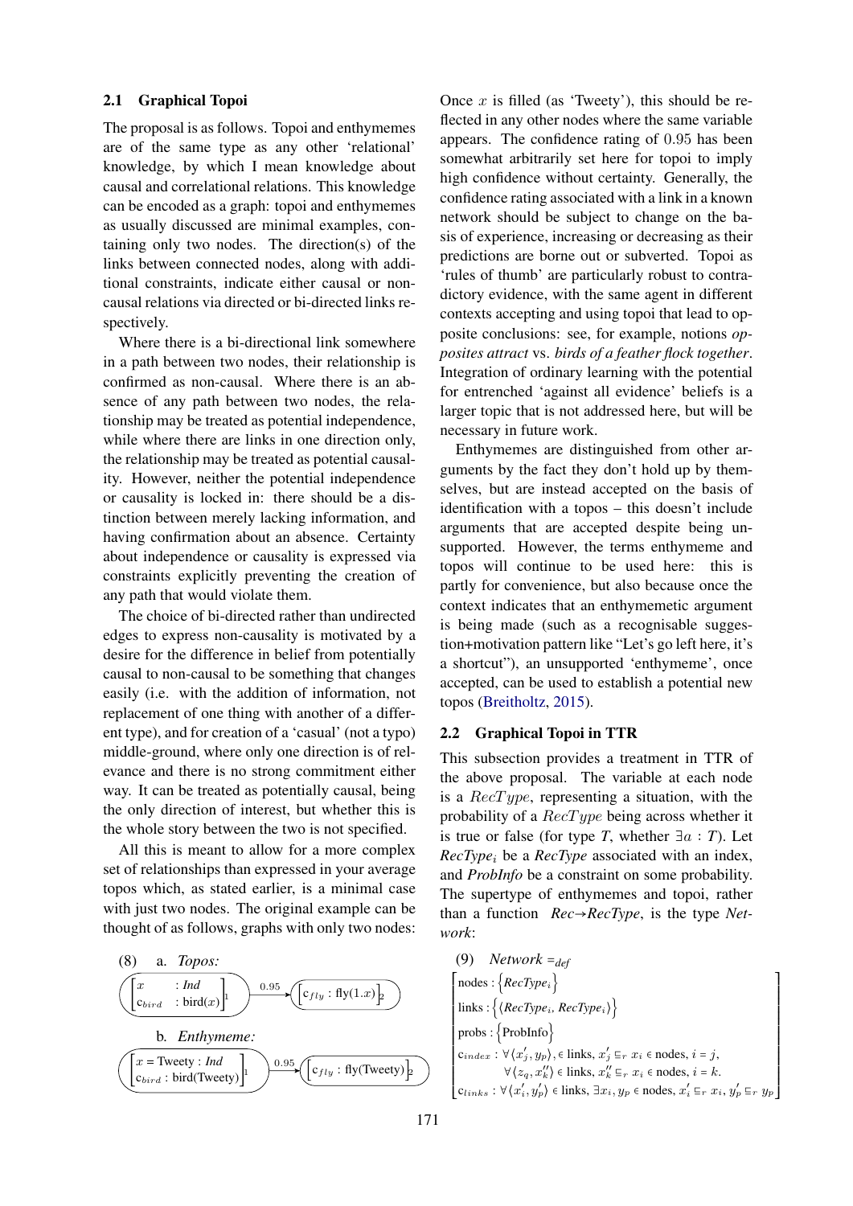### 2.1 Graphical Topoi

The proposal is as follows. Topoi and enthymemes are of the same type as any other 'relational' knowledge, by which I mean knowledge about causal and correlational relations. This knowledge can be encoded as a graph: topoi and enthymemes as usually discussed are minimal examples, containing only two nodes. The direction(s) of the links between connected nodes, along with additional constraints, indicate either causal or non-causal relations via directed or bi-directed links respectively.

Where there is a bi-directional link somewhere in a path between two nodes, their relationship is confirmed as non-causal. Where there is an absence of any path between two nodes, the relationship may be treated as potential independence, while where there are links in one direction only, the relationship may be treated as potential causality. However, neither the potential independence or causality is locked in: there should be a distinction between merely lacking information, and having confirmation about an absence. Certainty about independence or causality is expressed via constraints explicitly preventing the creation of any path that would violate them.

The choice of bi-directed rather than undirected edges to express non-causality is motivated by a desire for the difference in belief from potentially causal to non-causal to be something that changes easily (i.e. with the addition of information, not replacement of one thing with another of a different type), and for creation of a 'casual' (not a typo) middle-ground, where only one direction is of relevance and there is no strong commitment either way. It can be treated as potentially causal, being the only direction of interest, but whether this is the whole story between the two is not specified.

All this is meant to allow for a more complex set of relationships than expressed in your average topos which, as stated earlier, is a minimal case with just two nodes. The original example can be thought of as follows, graphs with only two nodes:

(8) a. *Topos:*

$$\left(\begin{bmatrix} x & : Ind \\ \mathrm{c}_{bird} & : \mathrm{bird}(x) \end{bmatrix}_1\right) \xrightarrow{0.95} \left(\begin{bmatrix} \mathrm{c}_{fly} : \mathrm{fly}(1.x) \end{bmatrix}_2\right)$$

b. *Enthymeme:*

$$\left(\begin{bmatrix} x = \mathrm{Tweety} : Ind \\ \mathrm{c}_{bird} : \mathrm{bird(Tweety)} \end{bmatrix}_1\right) \xrightarrow{0.95} \left(\begin{bmatrix} \mathrm{c}_{fly} : \mathrm{fly(Tweety)} \end{bmatrix}_2\right)$$

Once $x$ is filled (as 'Tweety'), this should be reflected in any other nodes where the same variable appears. The confidence rating of $0.95$ has been somewhat arbitrarily set here for topoi to imply high confidence without certainty. Generally, the confidence rating associated with a link in a known network should be subject to change on the basis of experience, increasing or decreasing as their predictions are borne out or subverted. Topoi as 'rules of thumb' are particularly robust to contradictory evidence, with the same agent in different contexts accepting and using topoi that lead to opposite conclusions: see, for example, notions *opposites attract* vs. *birds of a feather flock together*. Integration of ordinary learning with the potential for entrenched 'against all evidence' beliefs is a larger topic that is not addressed here, but will be necessary in future work.

Enthymemes are distinguished from other arguments by the fact they don't hold up by themselves, but are instead accepted on the basis of identification with a topos – this doesn't include arguments that are accepted despite being unsupported. However, the terms enthymeme and topos will continue to be used here: this is partly for convenience, but also because once the context indicates that an enthymemetic argument is being made (such as a recognisable suggestion+motivation pattern like "Let's go left here, it's a shortcut"), an unsupported 'enthymeme', once accepted, can be used to establish a potential new topos (Breitholtz, 2015).

### 2.2 Graphical Topoi in TTR

This subsection provides a treatment in TTR of the above proposal. The variable at each node is a $RecType$, representing a situation, with the probability of a $RecType$ being across whether it is true or false (for type *T*, whether $\exists a : T$). Let $RecType_i$ be a *RecType* associated with an index, and *ProbInfo* be a constraint on some probability. The supertype of enthymemes and topoi, rather than a function *Rec→RecType*, is the type *Network*:

(9) *Network* $=_{def}$

$$\begin{bmatrix} \mathrm{nodes} : \{RecType_i\} \\ \mathrm{links} : \{\langle RecType_i, RecType_i \rangle\} \\ \mathrm{probs} : \{\mathrm{ProbInfo}\} \\ \mathrm{c}_{index} : \forall \langle x'_j, y_p \rangle, \in \mathrm{links}, x'_j \sqsubseteq_r x_i \in \mathrm{nodes}, i = j, \\ \qquad \forall \langle z_q, x''_k \rangle \in \mathrm{links}, x''_k \sqsubseteq_r x_i \in \mathrm{nodes}, i = k. \\ \mathrm{c}_{links} : \forall \langle x'_i, y'_p \rangle \in \mathrm{links}, \exists x_i, y_p \in \mathrm{nodes}, x'_i \sqsubseteq_r x_i, y'_p \sqsubseteq_r y_p \end{bmatrix}$$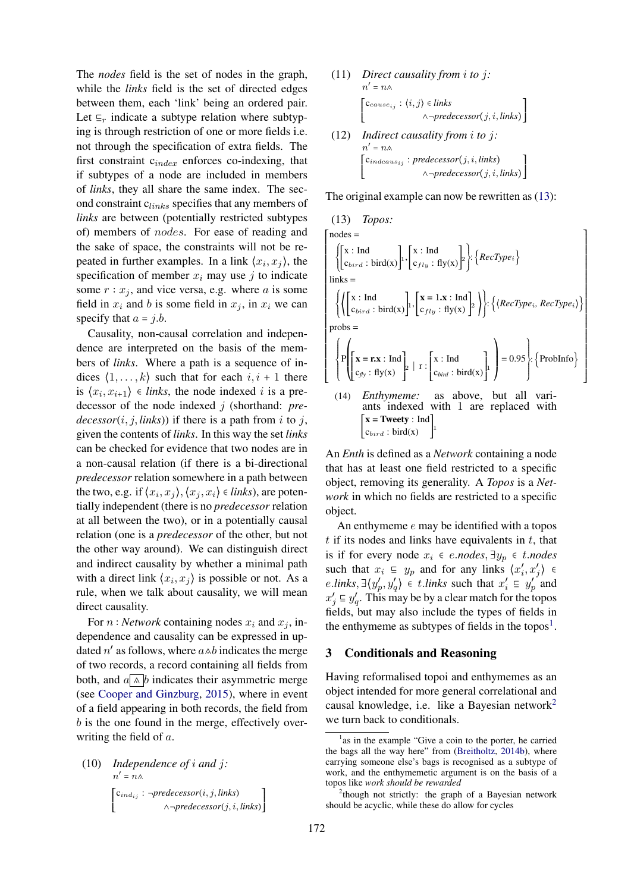The *nodes* field is the set of nodes in the graph, while the *links* field is the set of directed edges between them, each 'link' being an ordered pair. Let $\sqsubseteq_r$ indicate a subtype relation where subtyping is through restriction of one or more fields i.e. not through the specification of extra fields. The first constraint $c_{index}$ enforces co-indexing, that if subtypes of a node are included in members of *links*, they all share the same index. The second constraint $c_{links}$ specifies that any members of *links* are between (potentially restricted subtypes of) members of $nodes$. For ease of reading and the sake of space, the constraints will not be repeated in further examples. In a link $\langle x_i, x_j \rangle$, the specification of member $x_i$ may use $j$ to indicate some $r : x_j$, and vice versa, e.g. where $a$ is some field in $x_i$ and $b$ is some field in $x_j$, in $x_i$ we can specify that $a = j.b$.

Causality, non-causal correlation and independence are interpreted on the basis of the members of *links*. Where a path is a sequence of indices $\langle 1, \ldots, k \rangle$ such that for each $i, i+1$ there is $\langle x_i, x_{i+1} \rangle \in links$, the node indexed $i$ is a predecessor of the node indexed $j$ (shorthand: *predecessor*$(i, j, links)$) if there is a path from $i$ to $j$, given the contents of *links*. In this way the set *links* can be checked for evidence that two nodes are in a non-causal relation (if there is a bi-directional *predecessor* relation somewhere in a path between the two, e.g. if $\langle x_i, x_j \rangle, \langle x_j, x_i \rangle \in links$), are potentially independent (there is no *predecessor* relation at all between the two), or in a potentially causal relation (one is a *predecessor* of the other, but not the other way around). We can distinguish direct and indirect causality by whether a minimal path with a direct link $\langle x_i, x_j \rangle$ is possible or not. As a rule, when we talk about causality, we will mean direct causality.

For $n$ : *Network* containing nodes $x_i$ and $x_j$, independence and causality can be expressed in updated $n'$ as follows, where $a \wedge b$ indicates the merge of two records, a record containing all fields from both, and $a \boxed{\wedge} b$ indicates their asymmetric merge (see Cooper and Ginzburg, 2015), where in event of a field appearing in both records, the field from $b$ is the one found in the merge, effectively overwriting the field of $a$.

(10) *Independence of $i$ and $j$:*

$$n' = n \wedge \begin{bmatrix} c_{ind_{ij}} : \neg predecessor(i, j, links) \\ \qquad \wedge \neg predecessor(j, i, links) \end{bmatrix}$$

(11) *Direct causality from $i$ to $j$:*

$$n' = n \wedge \begin{bmatrix} c_{cause_{ij}} : \langle i, j \rangle \in links \\ \qquad \wedge \neg predecessor(j, i, links) \end{bmatrix}$$

(12) *Indirect causality from $i$ to $j$:*

$$n' = n \wedge \begin{bmatrix} c_{indcaus_{ij}} : predecessor(j, i, links) \\ \qquad \wedge \neg predecessor(j, i, links) \end{bmatrix}$$

The original example can now be rewritten as (13):

(13) *Topos:*

$$\begin{bmatrix} \text{nodes} = \\ \left\{ \begin{bmatrix} \text{x : Ind} \\ c_{bird} : \text{bird(x)} \end{bmatrix}_1, \begin{bmatrix} \text{x : Ind} \\ c_{fly} : \text{fly(x)} \end{bmatrix}_2 \right\} : \left\{ RecType_i \right\} \\ \text{links} = \\ \left\{ \left\langle \begin{bmatrix} \text{x : Ind} \\ c_{bird} : \text{bird(x)} \end{bmatrix}_1, \begin{bmatrix} \mathbf{x = 1.x} : \text{Ind} \\ c_{fly} : \text{fly(x)} \end{bmatrix}_2 \right\rangle \right\} : \left\{ \langle RecType_i, RecType_i \rangle \right\} \\ \text{probs} = \\ \left\{ \text{P}\left( \begin{bmatrix} \mathbf{x = r.x} : \text{Ind} \\ c_{fly} : \text{fly(x)} \end{bmatrix}_2 \mid \text{r} : \begin{bmatrix} \text{x : Ind} \\ c_{bird} : \text{bird(x)} \end{bmatrix}_1 \right) = 0.95 \right\} : \left\{ \text{ProbInfo} \right\} \end{bmatrix}$$

(14) *Enthymeme:* as above, but all variants indexed with 1 are replaced with $\begin{bmatrix} \mathbf{x = Tweety} : \text{Ind} \\ c_{bird} : \text{bird(x)} \end{bmatrix}_1$

An *Enth* is defined as a *Network* containing a node that has at least one field restricted to a specific object, removing its generality. A *Topos* is a *Network* in which no fields are restricted to a specific object.

An enthymeme $e$ may be identified with a topos $t$ if its nodes and links have equivalents in $t$, that is if for every node $x_i \in e.nodes, \exists y_p \in t.nodes$ such that $x_i \sqsubseteq y_p$ and for any links $\langle x'_i, x'_j \rangle \in e.links, \exists \langle y'_p, y'_q \rangle \in t.links$ such that $x'_i \sqsubseteq y'_p$ and $x'_j \sqsubseteq y'_q$. This may be by a clear match for the topos fields, but may also include the types of fields in the enthymeme as subtypes of fields in the topos[1].

## 3 Conditionals and Reasoning

Having reformalised topoi and enthymemes as an object intended for more general correlational and causal knowledge, i.e. like a Bayesian network[2] we turn back to conditionals.

[1] as in the example "Give a coin to the porter, he carried the bags all the way here" from (Breitholtz, 2014b), where carrying someone else's bags is recognised as a subtype of work, and the enthymemetic argument is on the basis of a topos like *work should be rewarded*

[2] though not strictly: the graph of a Bayesian network should be acyclic, while these do allow for cycles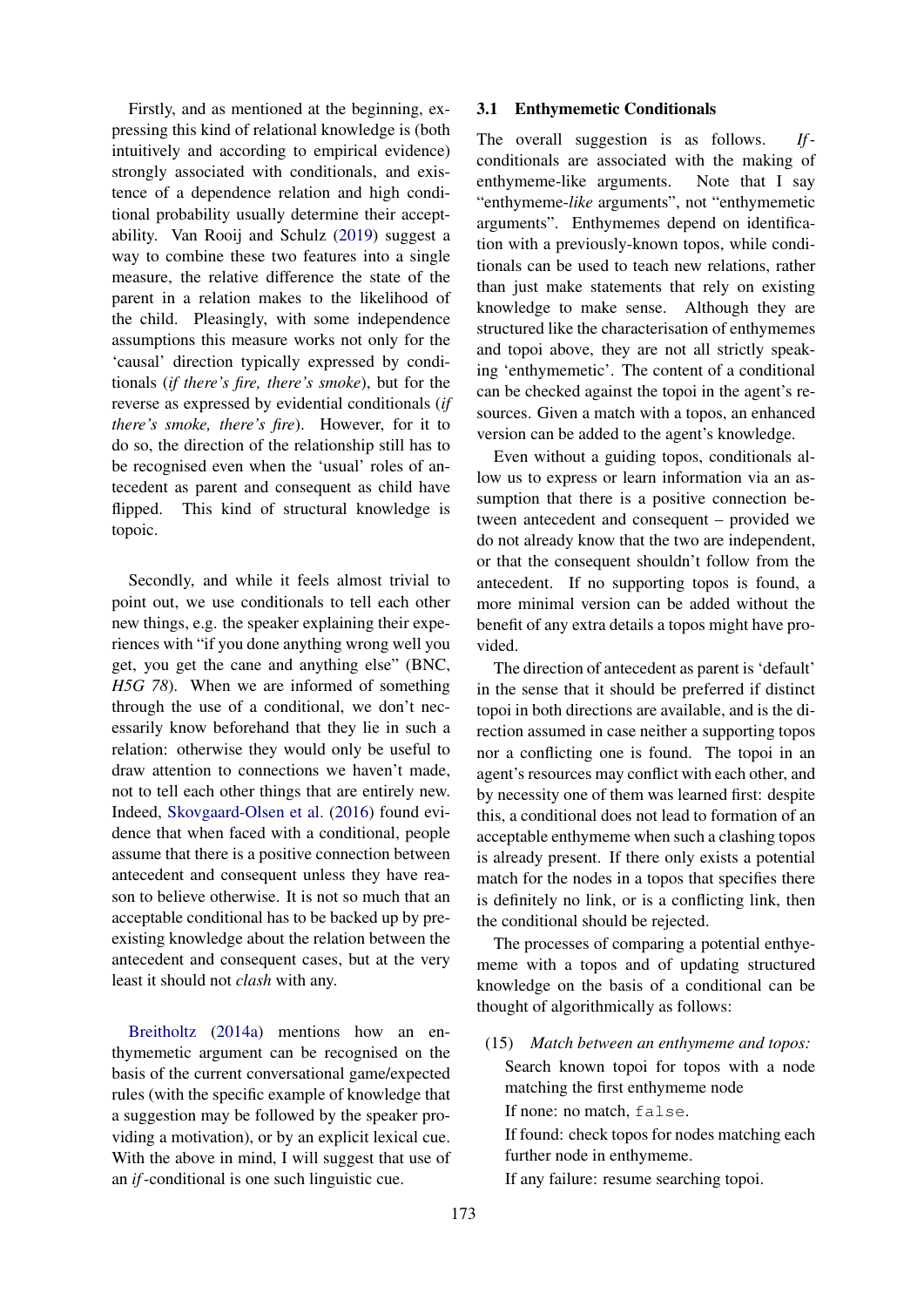Firstly, and as mentioned at the beginning, expressing this kind of relational knowledge is (both intuitively and according to empirical evidence) strongly associated with conditionals, and existence of a dependence relation and high conditional probability usually determine their acceptability. Van Rooij and Schulz (2019) suggest a way to combine these two features into a single measure, the relative difference the state of the parent in a relation makes to the likelihood of the child. Pleasingly, with some independence assumptions this measure works not only for the 'causal' direction typically expressed by conditionals (*if there's fire, there's smoke*), but for the reverse as expressed by evidential conditionals (*if there's smoke, there's fire*). However, for it to do so, the direction of the relationship still has to be recognised even when the 'usual' roles of antecedent as parent and consequent as child have flipped. This kind of structural knowledge is topoic.

Secondly, and while it feels almost trivial to point out, we use conditionals to tell each other new things, e.g. the speaker explaining their experiences with "if you done anything wrong well you get, you get the cane and anything else" (BNC, *H5G 78*). When we are informed of something through the use of a conditional, we don't necessarily know beforehand that they lie in such a relation: otherwise they would only be useful to draw attention to connections we haven't made, not to tell each other things that are entirely new. Indeed, Skovgaard-Olsen et al. (2016) found evidence that when faced with a conditional, people assume that there is a positive connection between antecedent and consequent unless they have reason to believe otherwise. It is not so much that an acceptable conditional has to be backed up by pre-existing knowledge about the relation between the antecedent and consequent cases, but at the very least it should not *clash* with any.

Breitholtz (2014a) mentions how an enthymemetic argument can be recognised on the basis of the current conversational game/expected rules (with the specific example of knowledge that a suggestion may be followed by the speaker providing a motivation), or by an explicit lexical cue. With the above in mind, I will suggest that use of an *if*-conditional is one such linguistic cue.

### 3.1 Enthymemetic Conditionals

The overall suggestion is as follows. *If*-conditionals are associated with the making of enthymeme-like arguments. Note that I say "enthymeme-*like* arguments", not "enthymemetic arguments". Enthymemes depend on identification with a previously-known topos, while conditionals can be used to teach new relations, rather than just make statements that rely on existing knowledge to make sense. Although they are structured like the characterisation of enthymemes and topoi above, they are not all strictly speaking 'enthymemetic'. The content of a conditional can be checked against the topoi in the agent's resources. Given a match with a topos, an enhanced version can be added to the agent's knowledge.

Even without a guiding topos, conditionals allow us to express or learn information via an assumption that there is a positive connection between antecedent and consequent – provided we do not already know that the two are independent, or that the consequent shouldn't follow from the antecedent. If no supporting topos is found, a more minimal version can be added without the benefit of any extra details a topos might have provided.

The direction of antecedent as parent is 'default' in the sense that it should be preferred if distinct topoi in both directions are available, and is the direction assumed in case neither a supporting topos nor a conflicting one is found. The topoi in an agent's resources may conflict with each other, and by necessity one of them was learned first: despite this, a conditional does not lead to formation of an acceptable enthymeme when such a clashing topos is already present. If there only exists a potential match for the nodes in a topos that specifies there is definitely no link, or is a conflicting link, then the conditional should be rejected.

The processes of comparing a potential enthymeme with a topos and of updating structured knowledge on the basis of a conditional can be thought of algorithmically as follows:

(15) *Match between an enthymeme and topos:*
Search known topoi for topos with a node matching the first enthymeme node
If none: no match, `false`.
If found: check topos for nodes matching each further node in enthymeme.
If any failure: resume searching topoi.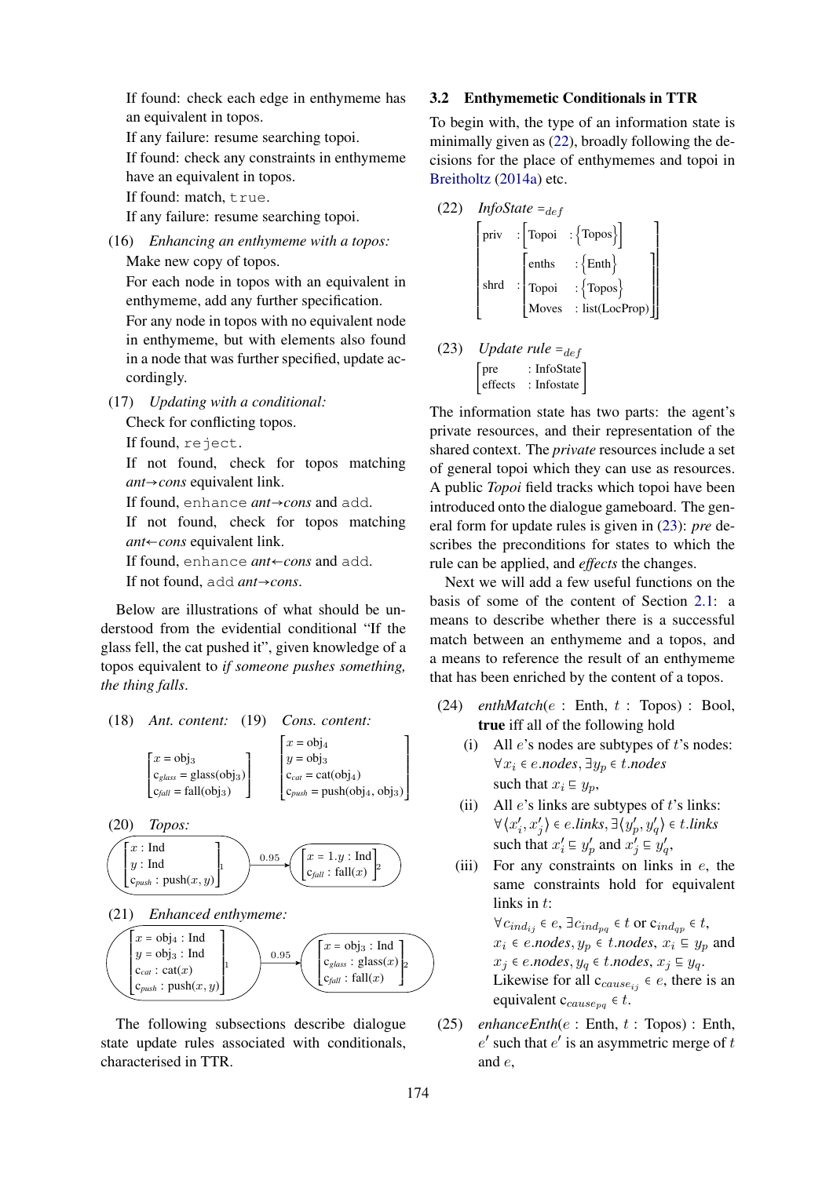If found: check each edge in enthymeme has an equivalent in topos.
If any failure: resume searching topoi.
If found: check any constraints in enthymeme have an equivalent in topos.
If found: match, `true`.
If any failure: resume searching topoi.

(16) *Enhancing an enthymeme with a topos:*
Make new copy of topos.
For each node in topos with an equivalent in enthymeme, add any further specification.
For any node in topos with no equivalent node in enthymeme, but with elements also found in a node that was further specified, update accordingly.

(17) *Updating with a conditional:*
Check for conflicting topos.
If found, `reject`.
If not found, check for topos matching *ant*→*cons* equivalent link.
If found, `enhance` *ant*→*cons* and `add`.
If not found, check for topos matching *ant*←*cons* equivalent link.
If found, `enhance` *ant*←*cons* and `add`.
If not found, `add` *ant*→*cons*.

Below are illustrations of what should be understood from the evidential conditional "If the glass fell, the cat pushed it", given knowledge of a topos equivalent to *if someone pushes something, the thing falls*.

(18) *Ant. content:*

$$\begin{bmatrix} x = \text{obj}_3 \\ \text{c}_{glass} = \text{glass}(\text{obj}_3) \\ \text{c}_{fall} = \text{fall}(\text{obj}_3) \end{bmatrix}$$

(19) *Cons. content:*

$$\begin{bmatrix} x = \text{obj}_4 \\ y = \text{obj}_3 \\ \text{c}_{cat} = \text{cat}(\text{obj}_4) \\ \text{c}_{push} = \text{push}(\text{obj}_4, \text{obj}_3) \end{bmatrix}$$

(20) *Topos:*

$$\begin{bmatrix} x : \text{Ind} \\ y : \text{Ind} \\ \text{c}_{push} : \text{push}(x, y) \end{bmatrix}_1 \xrightarrow{0.95} \begin{bmatrix} x = 1.y : \text{Ind} \\ \text{c}_{fall} : \text{fall}(x) \end{bmatrix}_2$$

(21) *Enhanced enthymeme:*

$$\begin{bmatrix} x = \text{obj}_4 : \text{Ind} \\ y = \text{obj}_3 : \text{Ind} \\ \text{c}_{cat} : \text{cat}(x) \\ \text{c}_{push} : \text{push}(x, y) \end{bmatrix}_1 \xrightarrow{0.95} \begin{bmatrix} x = \text{obj}_3 : \text{Ind} \\ \text{c}_{glass} : \text{glass}(x) \\ \text{c}_{fall} : \text{fall}(x) \end{bmatrix}_2$$

The following subsections describe dialogue state update rules associated with conditionals, characterised in TTR.

## 3.2 Enthymemetic Conditionals in TTR

To begin with, the type of an information state is minimally given as (22), broadly following the decisions for the place of enthymemes and topoi in Breitholtz (2014a) etc.

(22) *InfoState* $=_{def}$

$$\begin{bmatrix} \text{priv} : \begin{bmatrix} \text{Topoi} : \{\text{Topos}\} \end{bmatrix} \\ \text{shrd} : \begin{bmatrix} \text{enths} : \{\text{Enth}\} \\ \text{Topoi} : \{\text{Topos}\} \\ \text{Moves} : \text{list(LocProp)} \end{bmatrix} \end{bmatrix}$$

(23) *Update rule* $=_{def}$

$$\begin{bmatrix} \text{pre} : \text{InfoState} \\ \text{effects} : \text{Infostate} \end{bmatrix}$$

The information state has two parts: the agent's private resources, and their representation of the shared context. The *private* resources include a set of general topoi which they can use as resources. A public *Topoi* field tracks which topoi have been introduced onto the dialogue gameboard. The general form for update rules is given in (23): *pre* describes the preconditions for states to which the rule can be applied, and *effects* the changes.

Next we will add a few useful functions on the basis of some of the content of Section 2.1: a means to describe whether there is a successful match between an enthymeme and a topos, and a means to reference the result of an enthymeme that has been enriched by the content of a topos.

(24) *enthMatch*($e$ : Enth, $t$ : Topos) : Bool, **true** iff all of the following hold

(i) All $e$'s nodes are subtypes of $t$'s nodes:
$\forall x_i \in e.nodes, \exists y_p \in t.nodes$
such that $x_i \sqsubseteq y_p$,

(ii) All $e$'s links are subtypes of $t$'s links:
$\forall \langle x_i', x_j' \rangle \in e.links, \exists \langle y_p', y_q' \rangle \in t.links$
such that $x_i' \sqsubseteq y_p'$ and $x_j' \sqsubseteq y_q'$,

(iii) For any constraints on links in $e$, the same constraints hold for equivalent links in $t$:
$\forall c_{ind_{ij}} \in e, \exists c_{ind_{pq}} \in t$ or $c_{ind_{qp}} \in t$,
$x_i \in e.nodes, y_p \in t.nodes, x_i \sqsubseteq y_p$ and
$x_j \in e.nodes, y_q \in t.nodes, x_j \sqsubseteq y_q$.
Likewise for all $c_{cause_{ij}} \in e$, there is an equivalent $c_{cause_{pq}} \in t$.

(25) *enhanceEnth*($e$ : Enth, $t$ : Topos) : Enth, $e'$ such that $e'$ is an asymmetric merge of $t$ and $e$,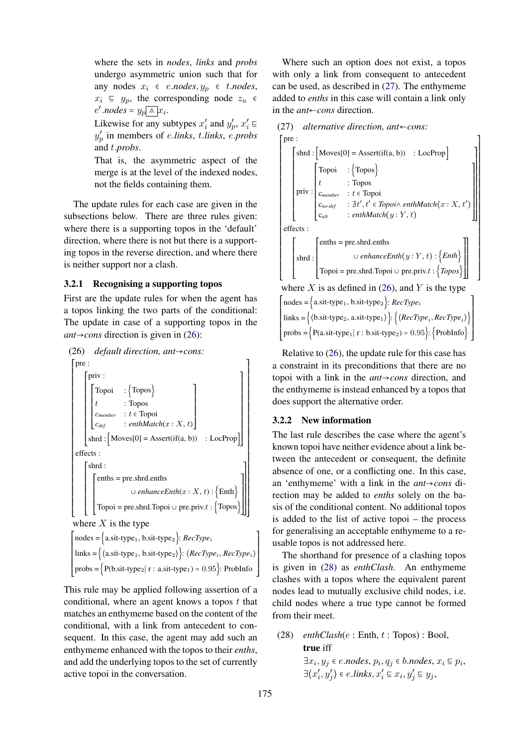where the sets in *nodes*, *links* and *probs* undergo asymmetric union such that for any nodes $x_i \in e.nodes, y_p \in t.nodes$, $x_i \sqsubseteq y_p$, the corresponding node $z_u \in e'.nodes = y_p \boxed{\wedge} x_i$.

Likewise for any subtypes $x'_i$ and $y'_p$, $x'_i \sqsubseteq y'_p$ in members of *e.links*, *t.links*, *e.probs* and *t.probs*.

That is, the asymmetric aspect of the merge is at the level of the indexed nodes, not the fields containing them.

The update rules for each case are given in the subsections below. There are three rules given: where there is a supporting topos in the 'default' direction, where there is not but there is a supporting topos in the reverse direction, and where there is neither support nor a clash.

### 3.2.1 Recognising a supporting topos

First are the update rules for when the agent has a topos linking the two parts of the conditional: The update in case of a supporting topos in the *ant→cons* direction is given in (26):

(26) *default direction, ant→cons:*

$$\left[\begin{array}{l}\text{pre}: \left[\begin{array}{l}\text{priv}: \left[\begin{array}{ll}\text{Topoi} & : \{\text{Topos}\} \\ t & : \text{Topos} \\ c_{member} & : t \in \text{Topoi} \\ c_{def} & : \textit{enthMatch}(x : X, t)\end{array}\right] \\ \text{shrd}: \left[\text{Moves[0]} = \text{Assert(if(a, b))} \quad : \text{LocProp}\right]\end{array}\right] \\ \text{effects}: \left[\begin{array}{l}\text{shrd}: \left[\begin{array}{l}\text{enths} = \text{pre.shrd.enths} \\ \qquad \cup\ \textit{enhanceEnth}(x : X, t) : \{\text{Enth}\} \\ \text{Topoi} = \text{pre.shrd.Topoi} \cup \text{pre.priv.}t : \{\text{Topos}\}\end{array}\right]\end{array}\right]\end{array}\right]$$

where $X$ is the type

$$\left[\begin{array}{l}\text{nodes} = \{\text{a.sit-type}_1, \text{b.sit-type}_2\} : \textit{RecType}_i \\ \text{links} = \{\langle \text{a.sit-type}_1, \text{b.sit-type}_2\rangle\} : \langle \textit{RecType}_i, \textit{RecType}_i\rangle \\ \text{probs} = \{\text{P(b.sit-type}_2 | \text{ r : a.sit-type}_1) = 0.95\} : \text{ProbInfo}\end{array}\right]$$

This rule may be applied following assertion of a conditional, where an agent knows a topos $t$ that matches an enthymeme based on the content of the conditional, with a link from antecedent to consequent. In this case, the agent may add such an enthymeme enhanced with the topos to their *enths*, and add the underlying topos to the set of currently active topoi in the conversation.

Where such an option does not exist, a topos with only a link from consequent to antecedent can be used, as described in (27). The enthymeme added to *enths* in this case will contain a link only in the *ant←cons* direction.

(27) *alternative direction, ant←cons:*

$$\left[\begin{array}{l}\text{pre}: \left[\begin{array}{l}\text{shrd}: \left[\text{Moves[0]} = \text{Assert(if(a, b))} \quad : \text{LocProp}\right] \\ \text{priv}: \left[\begin{array}{ll}\text{Topoi} & : \{\text{Topos}\} \\ t & : \text{Topos} \\ c_{member} & : t \in \text{Topoi} \\ c_{no\text{-}def} & : \nexists t', t' \in \textit{Topoi} \wedge \textit{enthMatch}(x : X, t') \\ c_{alt} & : \textit{enthMatch}(y : Y, t)\end{array}\right]\end{array}\right] \\ \text{effects}: \left[\begin{array}{l}\text{shrd}: \left[\begin{array}{l}\text{enths} = \text{pre.shrd.enths} \\ \qquad \cup\ \textit{enhanceEnth}(y : Y, t) : \{\textit{Enth}\} \\ \text{Topoi} = \text{pre.shrd.Topoi} \cup \text{pre.priv.}t : \{\textit{Topos}\}\end{array}\right]\end{array}\right]\end{array}\right]$$

where $X$ is as defined in (26), and $Y$ is the type

$$\left[\begin{array}{l}\text{nodes} = \{\text{a.sit-type}_1, \text{b.sit-type}_2\} : \textit{RecType}_i \\ \text{links} = \{\langle \text{b.sit-type}_2, \text{a.sit-type}_1\rangle\} : \{\langle \textit{RecType}_i, \textit{RecType}_i\rangle\} \\ \text{probs} = \{\text{P(a.sit-type}_1 | \text{ r : b.sit-type}_2) = 0.95\} : \{\text{ProbInfo}\}\end{array}\right]$$

Relative to (26), the update rule for this case has a constraint in its preconditions that there are no topoi with a link in the *ant→cons* direction, and the enthymeme is instead enhanced by a topos that does support the alternative order.

### 3.2.2 New information

The last rule describes the case where the agent's known topoi have neither evidence about a link between the antecedent or consequent, the definite absence of one, or a conflicting one. In this case, an 'enthymeme' with a link in the *ant→cons* direction may be added to *enths* solely on the basis of the conditional content. No additional topos is added to the list of active topoi – the process for generalising an acceptable enthymeme to a reusable topos is not addressed here.

The shorthand for presence of a clashing topos is given in (28) as *enthClash*. An enthymeme clashes with a topos where the equivalent parent nodes lead to mutually exclusive child nodes, i.e. child nodes where a true type cannot be formed from their meet.

(28) *enthClash*($e$ : Enth, $t$ : Topos) : Bool, **true** iff
$\exists x_i, y_j \in e.nodes, p_i, q_j \in b.nodes, x_i \sqsubseteq p_i$,
$\exists \langle x'_i, y'_j \rangle \in e.links, x'_i \sqsubseteq x_i, y'_j \sqsubseteq y_j$,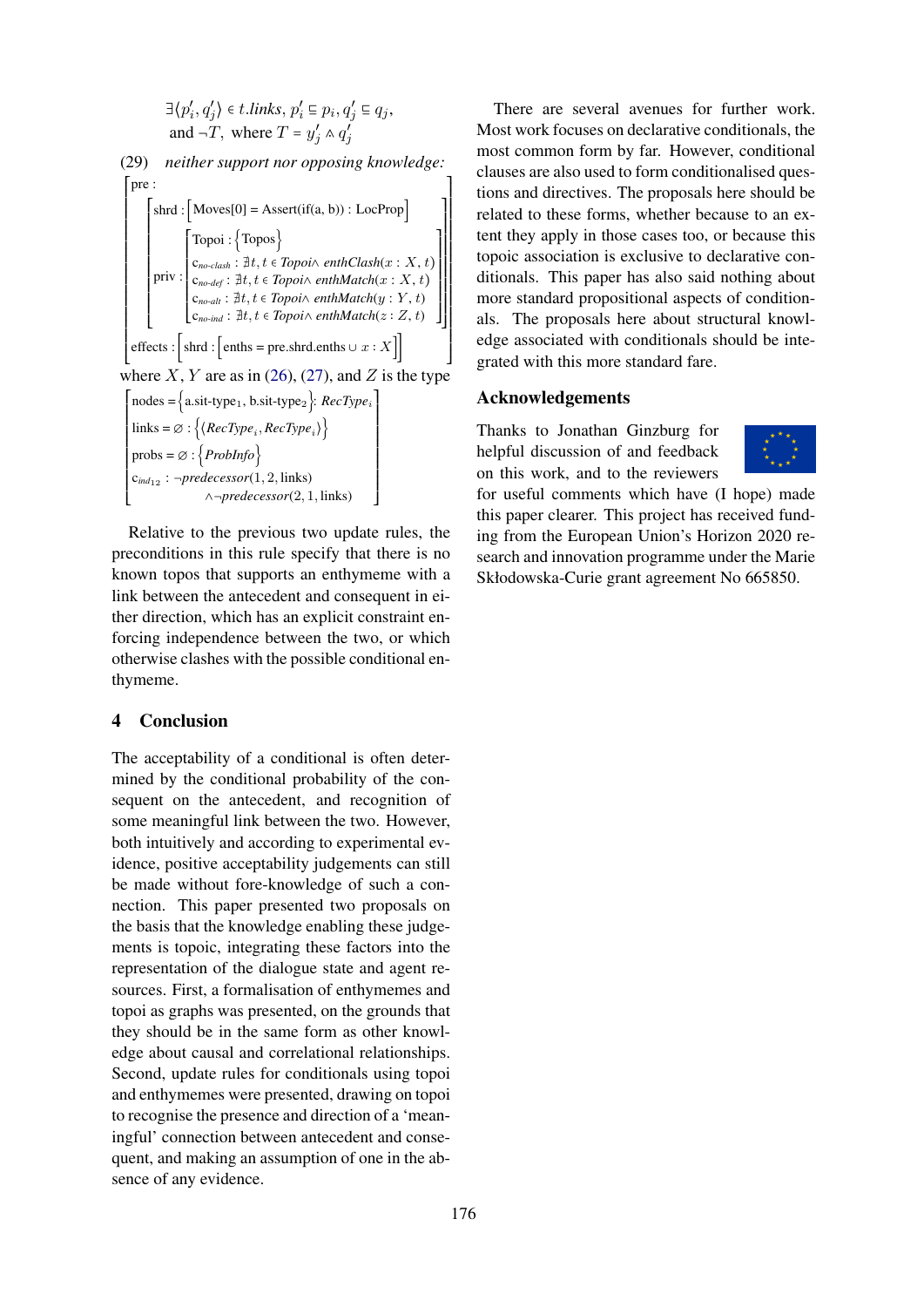$$\exists \langle p_i', q_j' \rangle \in t.links,\ p_i' \sqsubseteq p_i, q_j' \sqsubseteq q_j,$$
$$\text{and } \neg T, \text{ where } T = y_j' \wedge q_j'$$

(29) *neither support nor opposing knowledge:*

$$\begin{bmatrix} \text{pre} : \begin{bmatrix} \text{shrd} : \begin{bmatrix} \text{Moves[0]} = \text{Assert(if(a, b))} : \text{LocProp} \end{bmatrix} \\ \text{priv} : \begin{bmatrix} \text{Topoi} : \{\text{Topos}\} \\ c_{\textit{no-clash}} : \nexists t, t \in \textit{Topoi} \wedge \textit{enthClash}(x : X, t) \\ c_{\textit{no-def}} : \nexists t, t \in \textit{Topoi} \wedge \textit{enthMatch}(x : X, t) \\ c_{\textit{no-alt}} : \nexists t, t \in \textit{Topoi} \wedge \textit{enthMatch}(y : Y, t) \\ c_{\textit{no-ind}} : \nexists t, t \in \textit{Topoi} \wedge \textit{enthMatch}(z : Z, t) \end{bmatrix} \end{bmatrix} \\ \text{effects} : \begin{bmatrix} \text{shrd} : \begin{bmatrix} \text{enths} = \text{pre.shrd.enths} \cup x : X \end{bmatrix} \end{bmatrix} \end{bmatrix}$$

where $X$, $Y$ are as in (26), (27), and $Z$ is the type

$$\begin{bmatrix} \text{nodes} = \{\text{a.sit-type}_1, \text{b.sit-type}_2\} : \textit{RecType}_i \\ \text{links} = \varnothing : \{\langle \textit{RecType}_i, \textit{RecType}_i \rangle\} \\ \text{probs} = \varnothing : \{\textit{ProbInfo}\} \\ c_{\textit{ind}_{12}} : \neg \textit{predecessor}(1, 2, \text{links}) \\ \qquad \wedge \neg \textit{predecessor}(2, 1, \text{links}) \end{bmatrix}$$

Relative to the previous two update rules, the preconditions in this rule specify that there is no known topos that supports an enthymeme with a link between the antecedent and consequent in either direction, which has an explicit constraint enforcing independence between the two, or which otherwise clashes with the possible conditional enthymeme.

## 4 Conclusion

The acceptability of a conditional is often determined by the conditional probability of the consequent on the antecedent, and recognition of some meaningful link between the two. However, both intuitively and according to experimental evidence, positive acceptability judgements can still be made without fore-knowledge of such a connection. This paper presented two proposals on the basis that the knowledge enabling these judgements is topoic, integrating these factors into the representation of the dialogue state and agent resources. First, a formalisation of enthymemes and topoi as graphs was presented, on the grounds that they should be in the same form as other knowledge about causal and correlational relationships. Second, update rules for conditionals using topoi and enthymemes were presented, drawing on topoi to recognise the presence and direction of a 'meaningful' connection between antecedent and consequent, and making an assumption of one in the absence of any evidence.

There are several avenues for further work. Most work focuses on declarative conditionals, the most common form by far. However, conditional clauses are also used to form conditionalised questions and directives. The proposals here should be related to these forms, whether because to an extent they apply in those cases too, or because this topoic association is exclusive to declarative conditionals. This paper has also said nothing about more standard propositional aspects of conditionals. The proposals here about structural knowledge associated with conditionals should be integrated with this more standard fare.

## Acknowledgements

Thanks to Jonathan Ginzburg for helpful discussion of and feedback on this work, and to the reviewers for useful comments which have (I hope) made this paper clearer. This project has received funding from the European Union's Horizon 2020 research and innovation programme under the Marie Skłodowska-Curie grant agreement No 665850.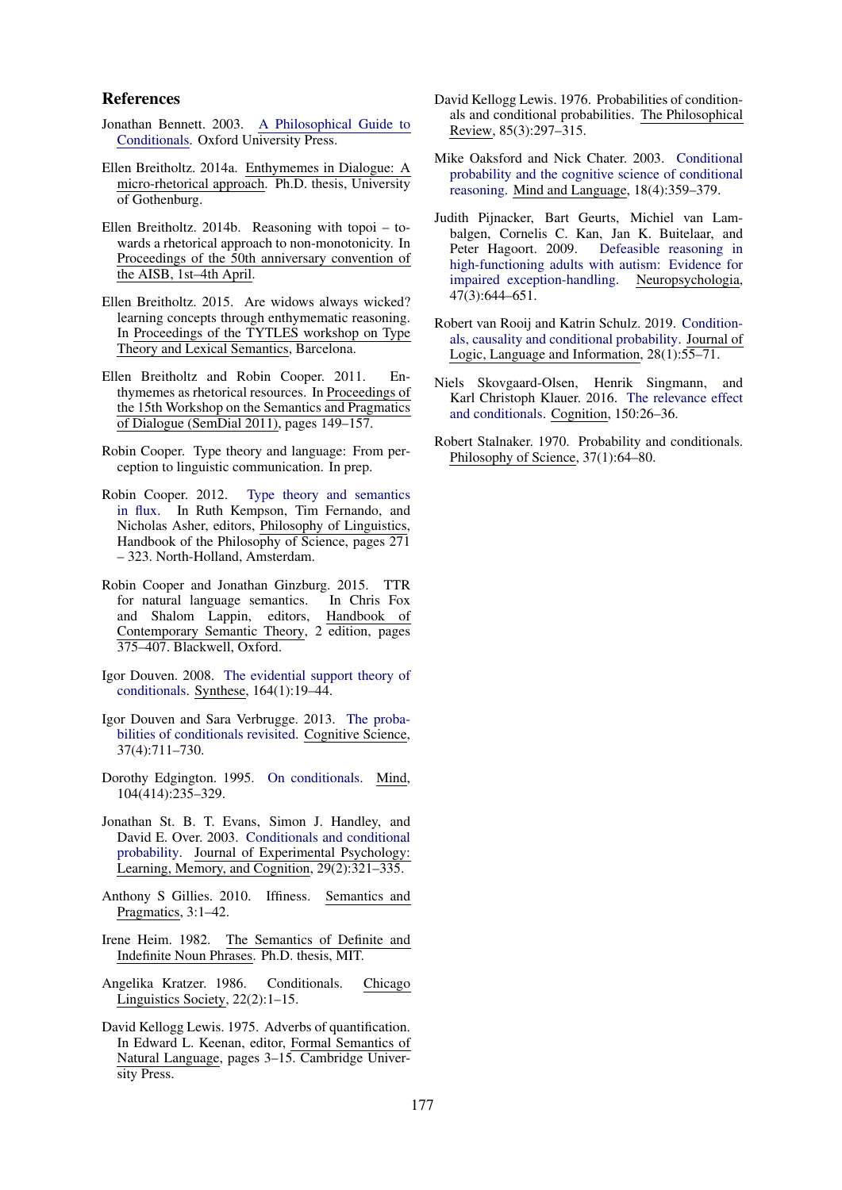## References

Jonathan Bennett. 2003. A Philosophical Guide to Conditionals. Oxford University Press.

Ellen Breitholtz. 2014a. Enthymemes in Dialogue: A micro-rhetorical approach. Ph.D. thesis, University of Gothenburg.

Ellen Breitholtz. 2014b. Reasoning with topoi – towards a rhetorical approach to non-monotonicity. In Proceedings of the 50th anniversary convention of the AISB, 1st–4th April.

Ellen Breitholtz. 2015. Are widows always wicked? learning concepts through enthymematic reasoning. In Proceedings of the TYTLES workshop on Type Theory and Lexical Semantics, Barcelona.

Ellen Breitholtz and Robin Cooper. 2011. Enthymemes as rhetorical resources. In Proceedings of the 15th Workshop on the Semantics and Pragmatics of Dialogue (SemDial 2011), pages 149–157.

Robin Cooper. Type theory and language: From perception to linguistic communication. In prep.

Robin Cooper. 2012. Type theory and semantics in flux. In Ruth Kempson, Tim Fernando, and Nicholas Asher, editors, Philosophy of Linguistics, Handbook of the Philosophy of Science, pages 271 – 323. North-Holland, Amsterdam.

Robin Cooper and Jonathan Ginzburg. 2015. TTR for natural language semantics. In Chris Fox and Shalom Lappin, editors, Handbook of Contemporary Semantic Theory, 2 edition, pages 375–407. Blackwell, Oxford.

Igor Douven. 2008. The evidential support theory of conditionals. Synthese, 164(1):19–44.

Igor Douven and Sara Verbrugge. 2013. The probabilities of conditionals revisited. Cognitive Science, 37(4):711–730.

Dorothy Edgington. 1995. On conditionals. Mind, 104(414):235–329.

Jonathan St. B. T. Evans, Simon J. Handley, and David E. Over. 2003. Conditionals and conditional probability. Journal of Experimental Psychology: Learning, Memory, and Cognition, 29(2):321–335.

Anthony S Gillies. 2010. Iffiness. Semantics and Pragmatics, 3:1–42.

Irene Heim. 1982. The Semantics of Definite and Indefinite Noun Phrases. Ph.D. thesis, MIT.

Angelika Kratzer. 1986. Conditionals. Chicago Linguistics Society, 22(2):1–15.

David Kellogg Lewis. 1975. Adverbs of quantification. In Edward L. Keenan, editor, Formal Semantics of Natural Language, pages 3–15. Cambridge University Press.

David Kellogg Lewis. 1976. Probabilities of conditionals and conditional probabilities. The Philosophical Review, 85(3):297–315.

Mike Oaksford and Nick Chater. 2003. Conditional probability and the cognitive science of conditional reasoning. Mind and Language, 18(4):359–379.

Judith Pijnacker, Bart Geurts, Michiel van Lambalgen, Cornelis C. Kan, Jan K. Buitelaar, and Peter Hagoort. 2009. Defeasible reasoning in high-functioning adults with autism: Evidence for impaired exception-handling. Neuropsychologia, 47(3):644–651.

Robert van Rooij and Katrin Schulz. 2019. Conditionals, causality and conditional probability. Journal of Logic, Language and Information, 28(1):55–71.

Niels Skovgaard-Olsen, Henrik Singmann, and Karl Christoph Klauer. 2016. The relevance effect and conditionals. Cognition, 150:26–36.

Robert Stalnaker. 1970. Probability and conditionals. Philosophy of Science, 37(1):64–80.